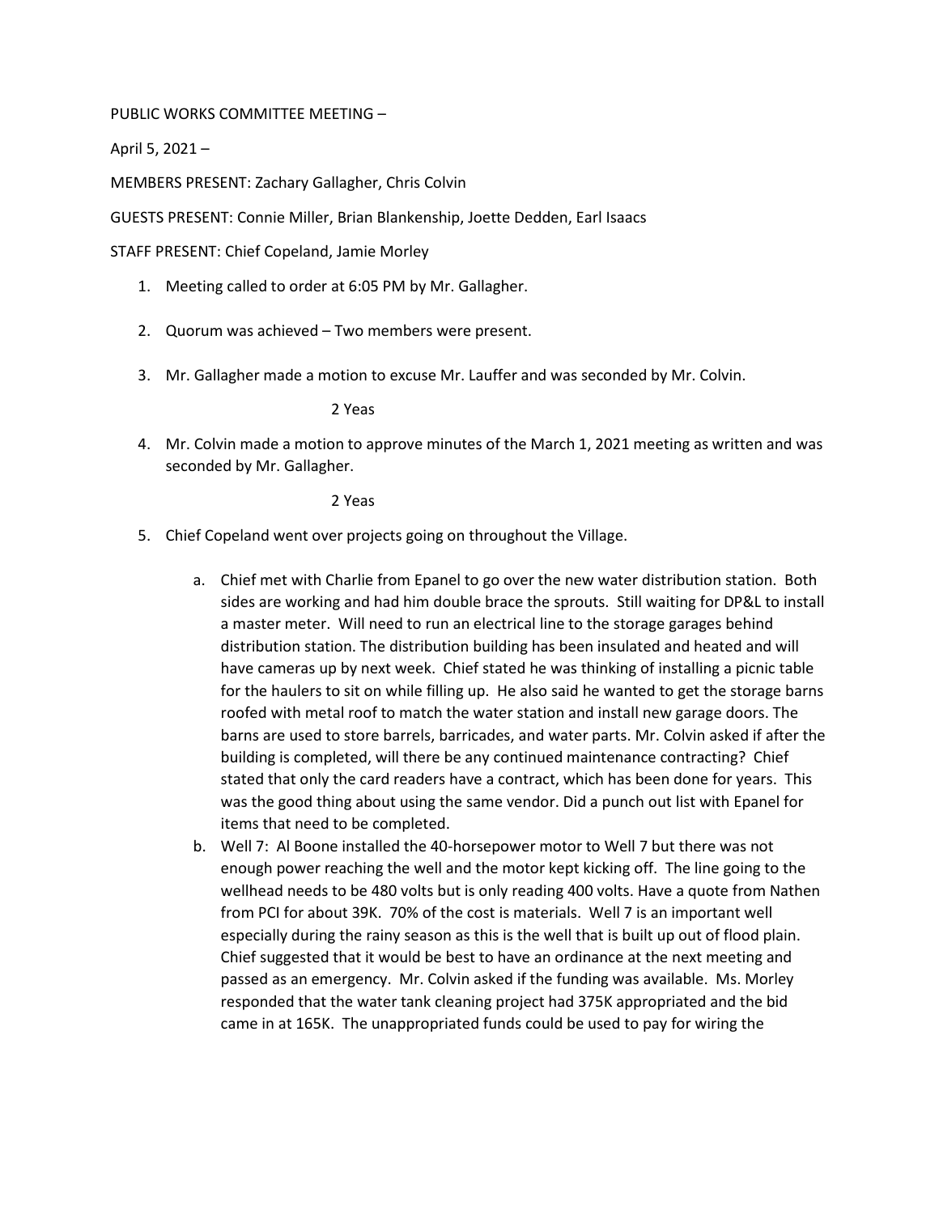PUBLIC WORKS COMMITTEE MEETING –

April 5, 2021 –

MEMBERS PRESENT: Zachary Gallagher, Chris Colvin

GUESTS PRESENT: Connie Miller, Brian Blankenship, Joette Dedden, Earl Isaacs

STAFF PRESENT: Chief Copeland, Jamie Morley

1. Meeting called to order at 6:05 PM by Mr. Gallagher.

2. Quorum was achieved – Two members were present.

3. Mr. Gallagher made a motion to excuse Mr. Lauffer and was seconded by Mr. Colvin.

   2 Yeas

4. Mr. Colvin made a motion to approve minutes of the March 1, 2021 meeting as written and was seconded by Mr. Gallagher.

   2 Yeas

5. Chief Copeland went over projects going on throughout the Village.

   a. Chief met with Charlie from Epanel to go over the new water distribution station. Both sides are working and had him double brace the sprouts. Still waiting for DP&L to install a master meter. Will need to run an electrical line to the storage garages behind distribution station. The distribution building has been insulated and heated and will have cameras up by next week. Chief stated he was thinking of installing a picnic table for the haulers to sit on while filling up. He also said he wanted to get the storage barns roofed with metal roof to match the water station and install new garage doors. The barns are used to store barrels, barricades, and water parts. Mr. Colvin asked if after the building is completed, will there be any continued maintenance contracting? Chief stated that only the card readers have a contract, which has been done for years. This was the good thing about using the same vendor. Did a punch out list with Epanel for items that need to be completed.
   b. Well 7: Al Boone installed the 40-horsepower motor to Well 7 but there was not enough power reaching the well and the motor kept kicking off. The line going to the wellhead needs to be 480 volts but is only reading 400 volts. Have a quote from Nathen from PCI for about 39K. 70% of the cost is materials. Well 7 is an important well especially during the rainy season as this is the well that is built up out of flood plain. Chief suggested that it would be best to have an ordinance at the next meeting and passed as an emergency. Mr. Colvin asked if the funding was available. Ms. Morley responded that the water tank cleaning project had 375K appropriated and the bid came in at 165K. The unappropriated funds could be used to pay for wiring the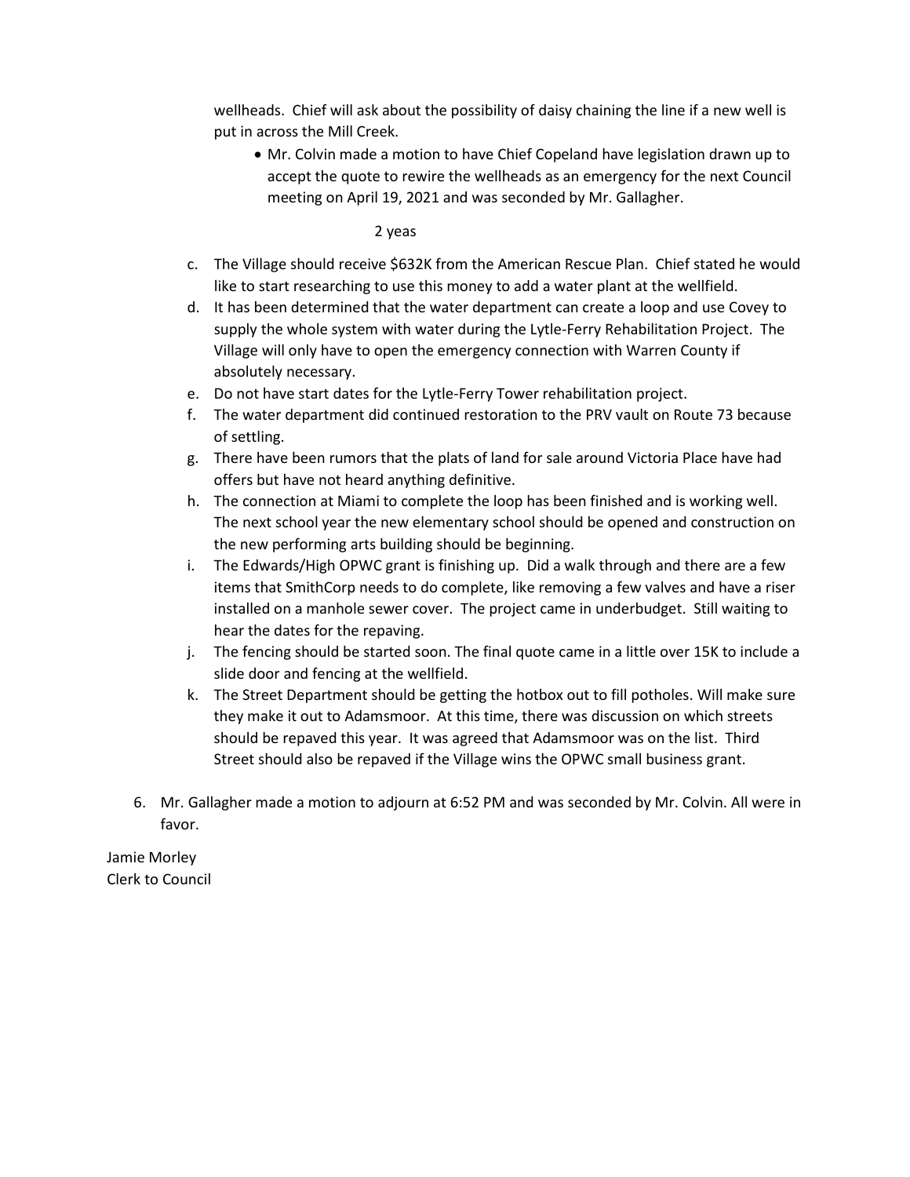wellheads. Chief will ask about the possibility of daisy chaining the line if a new well is put in across the Mill Creek.

- Mr. Colvin made a motion to have Chief Copeland have legislation drawn up to accept the quote to rewire the wellheads as an emergency for the next Council meeting on April 19, 2021 and was seconded by Mr. Gallagher.

2 yeas

c. The Village should receive $632K from the American Rescue Plan. Chief stated he would like to start researching to use this money to add a water plant at the wellfield.

d. It has been determined that the water department can create a loop and use Covey to supply the whole system with water during the Lytle-Ferry Rehabilitation Project. The Village will only have to open the emergency connection with Warren County if absolutely necessary.

e. Do not have start dates for the Lytle-Ferry Tower rehabilitation project.

f. The water department did continued restoration to the PRV vault on Route 73 because of settling.

g. There have been rumors that the plats of land for sale around Victoria Place have had offers but have not heard anything definitive.

h. The connection at Miami to complete the loop has been finished and is working well. The next school year the new elementary school should be opened and construction on the new performing arts building should be beginning.

i. The Edwards/High OPWC grant is finishing up. Did a walk through and there are a few items that SmithCorp needs to do complete, like removing a few valves and have a riser installed on a manhole sewer cover. The project came in underbudget. Still waiting to hear the dates for the repaving.

j. The fencing should be started soon. The final quote came in a little over 15K to include a slide door and fencing at the wellfield.

k. The Street Department should be getting the hotbox out to fill potholes. Will make sure they make it out to Adamsmoor. At this time, there was discussion on which streets should be repaved this year. It was agreed that Adamsmoor was on the list. Third Street should also be repaved if the Village wins the OPWC small business grant.

6. Mr. Gallagher made a motion to adjourn at 6:52 PM and was seconded by Mr. Colvin. All were in favor.

Jamie Morley
Clerk to Council